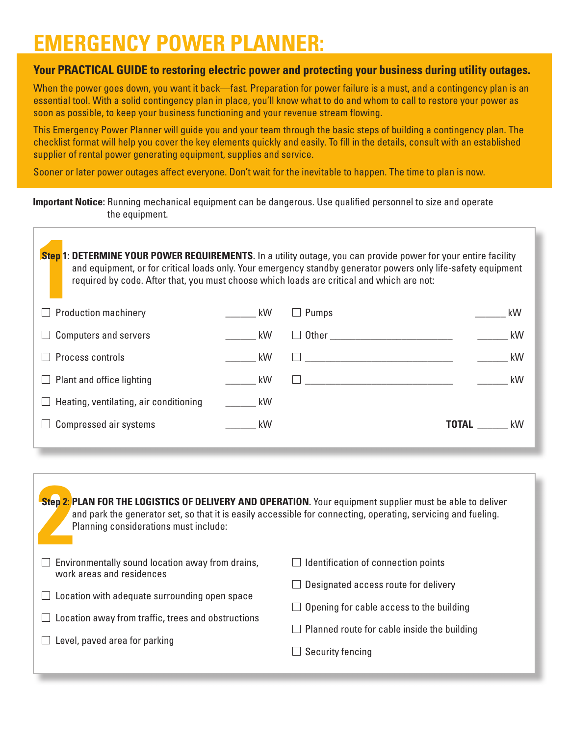# EMERGENCY POWER PLANNER:

**Your PRACTICAL GUIDE to restoring electric power and protecting your business during utility outages.**

When the power goes down, you want it back—fast. Preparation for power failure is a must, and a contingency plan is an essential tool. With a solid contingency plan in place, you'll know what to do and whom to call to restore your power as soon as possible, to keep your business functioning and your revenue stream flowing.

This Emergency Power Planner will guide you and your team through the basic steps of building a contingency plan. The checklist format will help you cover the key elements quickly and easily. To fill in the details, consult with an established supplier of rental power generating equipment, supplies and service.

Sooner or later power outages affect everyone. Don't wait for the inevitable to happen. The time to plan is now.

**Important Notice:** Running mechanical equipment can be dangerous. Use qualified personnel to size and operate the equipment.

## Step 1: DETERMINE YOUR POWER REQUIREMENTS.

In a utility outage, you can provide power for your entire facility and equipment, or for critical loads only. Your emergency standby generator powers only life-safety equipment required by code. After that, you must choose which loads are critical and which are not:

- ☐ Production machinery ______ kW
- ☐ Computers and servers ______ kW
- ☐ Process controls ______ kW
- ☐ Plant and office lighting ______ kW
- ☐ Heating, ventilating, air conditioning ______ kW
- ☐ Compressed air systems ______ kW
- ☐ Pumps ______ kW
- ☐ Other ________________________ ______ kW
- ☐ ____________________________ ______ kW
- ☐ ____________________________ ______ kW

**TOTAL** ______ kW

## Step 2: PLAN FOR THE LOGISTICS OF DELIVERY AND OPERATION.

Your equipment supplier must be able to deliver and park the generator set, so that it is easily accessible for connecting, operating, servicing and fueling. Planning considerations must include:

- ☐ Environmentally sound location away from drains, work areas and residences
- ☐ Location with adequate surrounding open space
- ☐ Location away from traffic, trees and obstructions
- ☐ Level, paved area for parking
- ☐ Identification of connection points
- ☐ Designated access route for delivery
- ☐ Opening for cable access to the building
- ☐ Planned route for cable inside the building
- ☐ Security fencing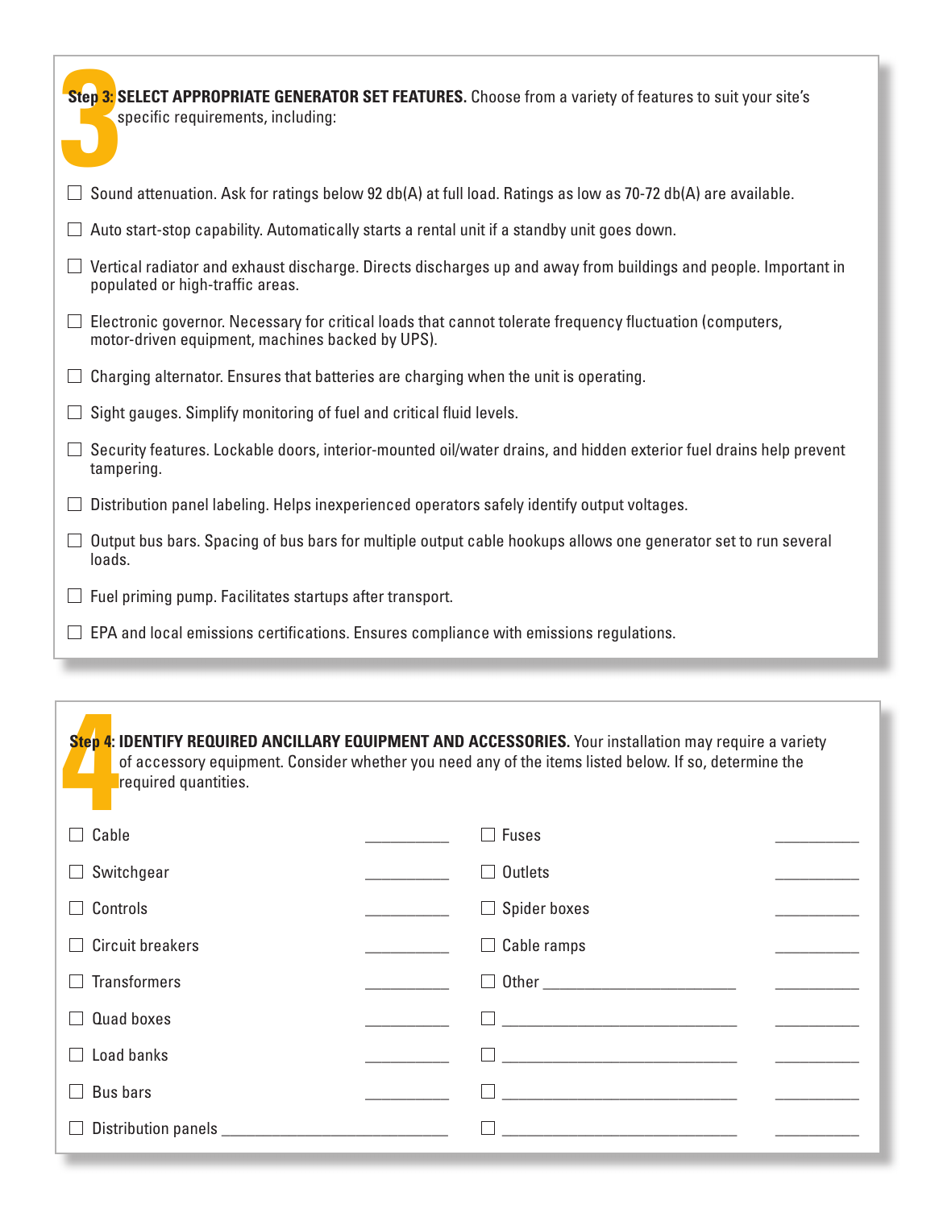**Step 3: SELECT APPROPRIATE GENERATOR SET FEATURES.** Choose from a variety of features to suit your site's specific requirements, including:

- ☐ Sound attenuation. Ask for ratings below 92 db(A) at full load. Ratings as low as 70-72 db(A) are available.
- ☐ Auto start-stop capability. Automatically starts a rental unit if a standby unit goes down.
- ☐ Vertical radiator and exhaust discharge. Directs discharges up and away from buildings and people. Important in populated or high-traffic areas.
- ☐ Electronic governor. Necessary for critical loads that cannot tolerate frequency fluctuation (computers, motor-driven equipment, machines backed by UPS).
- ☐ Charging alternator. Ensures that batteries are charging when the unit is operating.
- ☐ Sight gauges. Simplify monitoring of fuel and critical fluid levels.
- ☐ Security features. Lockable doors, interior-mounted oil/water drains, and hidden exterior fuel drains help prevent tampering.
- ☐ Distribution panel labeling. Helps inexperienced operators safely identify output voltages.
- ☐ Output bus bars. Spacing of bus bars for multiple output cable hookups allows one generator set to run several loads.
- ☐ Fuel priming pump. Facilitates startups after transport.
- ☐ EPA and local emissions certifications. Ensures compliance with emissions regulations.

**Step 4: IDENTIFY REQUIRED ANCILLARY EQUIPMENT AND ACCESSORIES.** Your installation may require a variety of accessory equipment. Consider whether you need any of the items listed below. If so, determine the required quantities.

| Item | Quantity | Item | Quantity |
|---|---|---|---|
| ☐ Cable | ________ | ☐ Fuses | ________ |
| ☐ Switchgear | ________ | ☐ Outlets | ________ |
| ☐ Controls | ________ | ☐ Spider boxes | ________ |
| ☐ Circuit breakers | ________ | ☐ Cable ramps | ________ |
| ☐ Transformers | ________ | ☐ Other ____________________ | ________ |
| ☐ Quad boxes | ________ | ☐ ____________________ | ________ |
| ☐ Load banks | ________ | ☐ ____________________ | ________ |
| ☐ Bus bars | ________ | ☐ ____________________ | ________ |
| ☐ Distribution panels ____________________ | | ☐ ____________________ | ________ |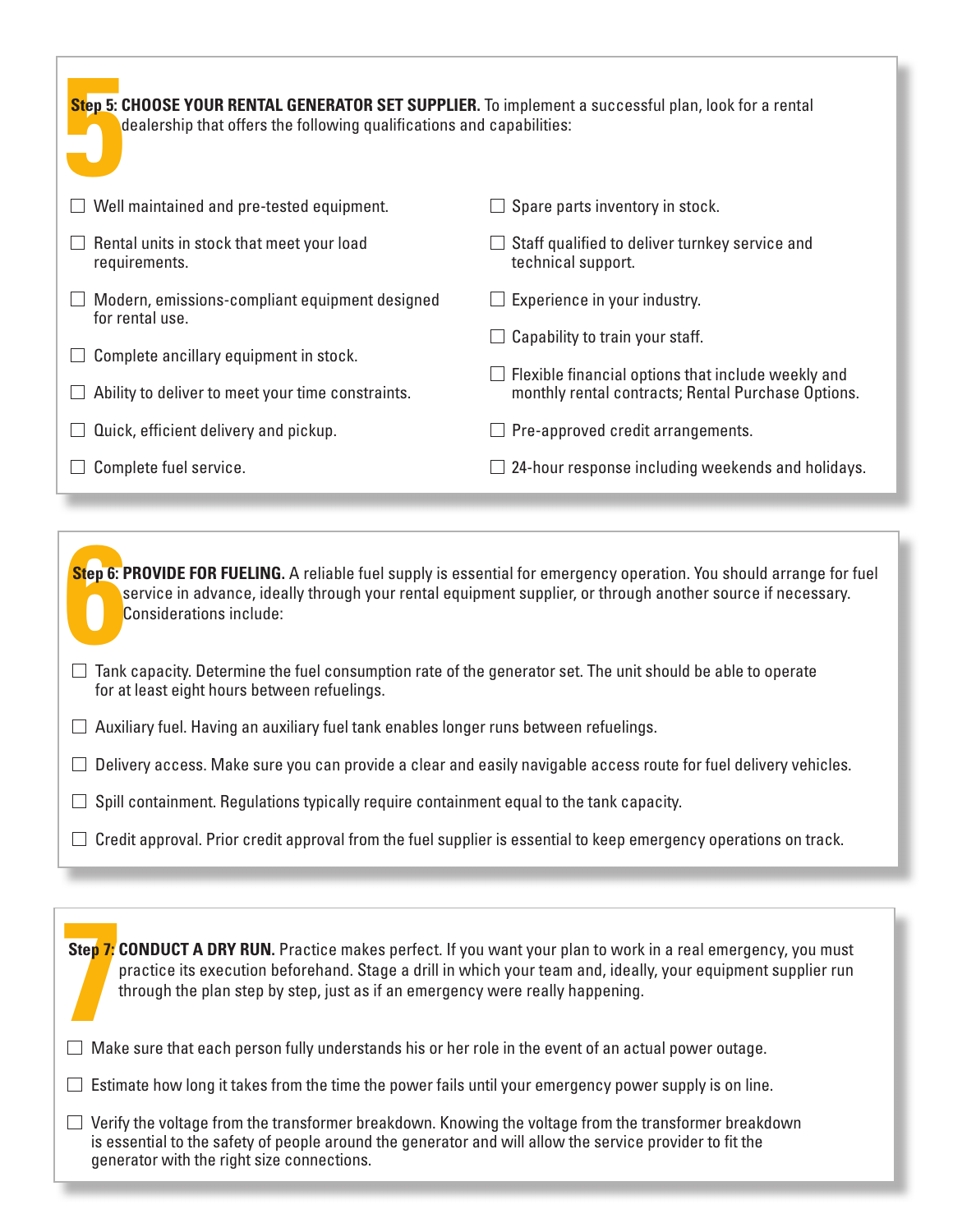**Step 5: CHOOSE YOUR RENTAL GENERATOR SET SUPPLIER.** To implement a successful plan, look for a rental dealership that offers the following qualifications and capabilities:

- ☐ Well maintained and pre-tested equipment.
- ☐ Rental units in stock that meet your load requirements.
- ☐ Modern, emissions-compliant equipment designed for rental use.
- ☐ Complete ancillary equipment in stock.
- ☐ Ability to deliver to meet your time constraints.
- ☐ Quick, efficient delivery and pickup.
- ☐ Complete fuel service.
- ☐ Spare parts inventory in stock.
- ☐ Staff qualified to deliver turnkey service and technical support.
- ☐ Experience in your industry.
- ☐ Capability to train your staff.
- ☐ Flexible financial options that include weekly and monthly rental contracts; Rental Purchase Options.
- ☐ Pre-approved credit arrangements.
- ☐ 24-hour response including weekends and holidays.

**Step 6: PROVIDE FOR FUELING.** A reliable fuel supply is essential for emergency operation. You should arrange for fuel service in advance, ideally through your rental equipment supplier, or through another source if necessary. Considerations include:

- ☐ Tank capacity. Determine the fuel consumption rate of the generator set. The unit should be able to operate for at least eight hours between refuelings.
- ☐ Auxiliary fuel. Having an auxiliary fuel tank enables longer runs between refuelings.
- ☐ Delivery access. Make sure you can provide a clear and easily navigable access route for fuel delivery vehicles.
- ☐ Spill containment. Regulations typically require containment equal to the tank capacity.
- ☐ Credit approval. Prior credit approval from the fuel supplier is essential to keep emergency operations on track.

**Step 7: CONDUCT A DRY RUN.** Practice makes perfect. If you want your plan to work in a real emergency, you must practice its execution beforehand. Stage a drill in which your team and, ideally, your equipment supplier run through the plan step by step, just as if an emergency were really happening.

- ☐ Make sure that each person fully understands his or her role in the event of an actual power outage.
- ☐ Estimate how long it takes from the time the power fails until your emergency power supply is on line.
- ☐ Verify the voltage from the transformer breakdown. Knowing the voltage from the transformer breakdown is essential to the safety of people around the generator and will allow the service provider to fit the generator with the right size connections.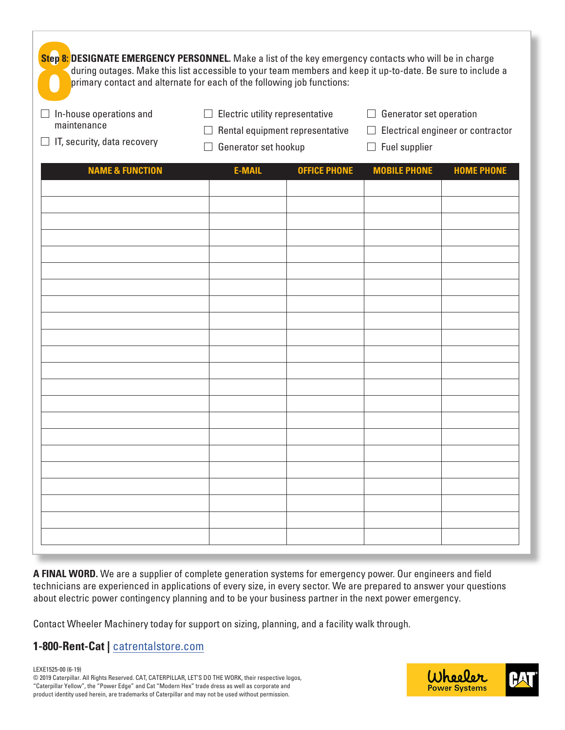**Step 8: DESIGNATE EMERGENCY PERSONNEL.** Make a list of the key emergency contacts who will be in charge during outages. Make this list accessible to your team members and keep it up-to-date. Be sure to include a primary contact and alternate for each of the following job functions:

- ☐ In-house operations and maintenance
- ☐ IT, security, data recovery
- ☐ Electric utility representative
- ☐ Rental equipment representative
- ☐ Generator set hookup
- ☐ Generator set operation
- ☐ Electrical engineer or contractor
- ☐ Fuel supplier

| NAME & FUNCTION | E-MAIL | OFFICE PHONE | MOBILE PHONE | HOME PHONE |
|---|---|---|---|---|
| | | | | |
| | | | | |
| | | | | |
| | | | | |
| | | | | |
| | | | | |
| | | | | |
| | | | | |
| | | | | |
| | | | | |
| | | | | |
| | | | | |
| | | | | |
| | | | | |
| | | | | |
| | | | | |
| | | | | |
| | | | | |
| | | | | |
| | | | | |
| | | | | |
| | | | | |

**A FINAL WORD.** We are a supplier of complete generation systems for emergency power. Our engineers and field technicians are experienced in applications of every size, in every sector. We are prepared to answer your questions about electric power contingency planning and to be your business partner in the next power emergency.

Contact Wheeler Machinery today for support on sizing, planning, and a facility walk through.

**1-800-Rent-Cat |** catrentalstore.com

LEXE1525-00 (6-19)
© 2019 Caterpillar. All Rights Reserved. CAT, CATERPILLAR, LET'S DO THE WORK, their respective logos, "Caterpillar Yellow", the "Power Edge" and Cat "Modern Hex" trade dress as well as corporate and product identity used herein, are trademarks of Caterpillar and may not be used without permission.

Wheeler Power Systems

CAT